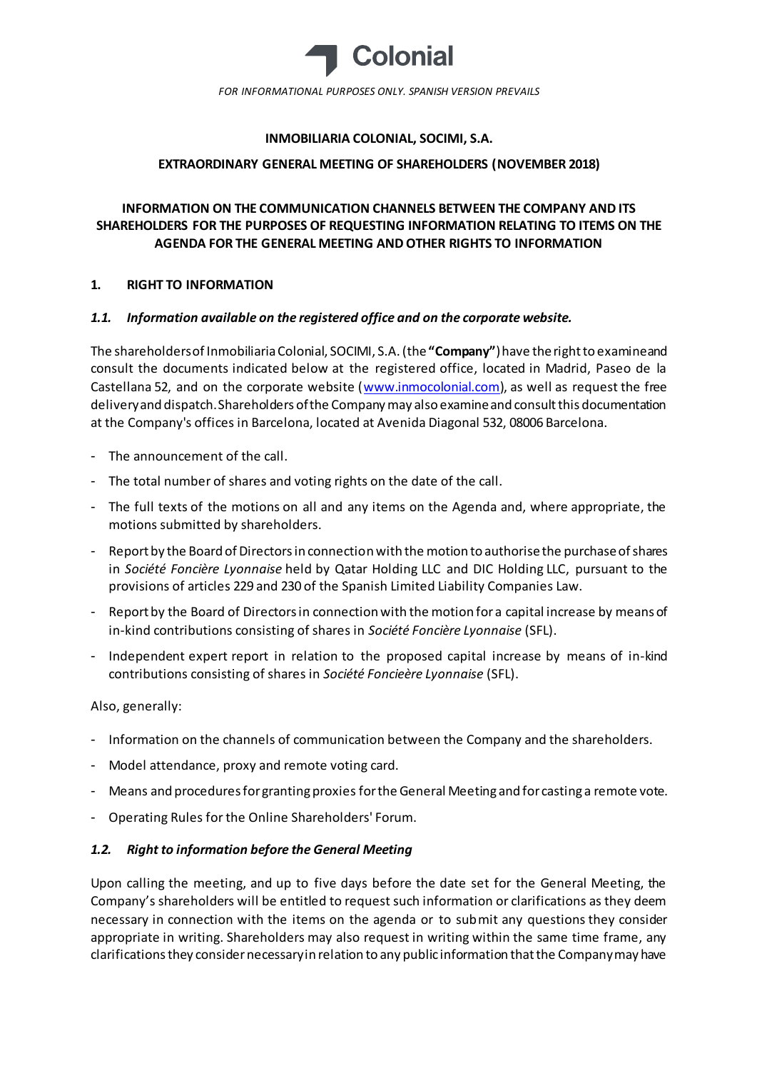Colonial

FOR INFORMATIONAL PURPOSES ONLY. SPANISH VERSION PREVAILS

**INMOBILIARIA COLONIAL, SOCIMI, S.A.**

**EXTRAORDINARY GENERAL MEETING OF SHAREHOLDERS (NOVEMBER 2018)**

**INFORMATION ON THE COMMUNICATION CHANNELS BETWEEN THE COMPANY AND ITS SHAREHOLDERS FOR THE PURPOSES OF REQUESTING INFORMATION RELATING TO ITEMS ON THE AGENDA FOR THE GENERAL MEETING AND OTHER RIGHTS TO INFORMATION**

## 1. RIGHT TO INFORMATION

### *1.1. Information available on the registered office and on the corporate website.*

The shareholders of Inmobiliaria Colonial, SOCIMI, S.A. (the **"Company"**) have the right to examine and consult the documents indicated below at the registered office, located in Madrid, Paseo de la Castellana 52, and on the corporate website (www.inmocolonial.com), as well as request the free delivery and dispatch. Shareholders of the Company may also examine and consult this documentation at the Company's offices in Barcelona, located at Avenida Diagonal 532, 08006 Barcelona.

- The announcement of the call.
- The total number of shares and voting rights on the date of the call.
- The full texts of the motions on all and any items on the Agenda and, where appropriate, the motions submitted by shareholders.
- Report by the Board of Directors in connection with the motion to authorise the purchase of shares in *Société Foncière Lyonnaise* held by Qatar Holding LLC and DIC Holding LLC, pursuant to the provisions of articles 229 and 230 of the Spanish Limited Liability Companies Law.
- Report by the Board of Directors in connection with the motion for a capital increase by means of in-kind contributions consisting of shares in *Société Foncière Lyonnaise* (SFL).
- Independent expert report in relation to the proposed capital increase by means of in-kind contributions consisting of shares in *Société Foncieère Lyonnaise* (SFL).

Also, generally:

- Information on the channels of communication between the Company and the shareholders.
- Model attendance, proxy and remote voting card.
- Means and procedures for granting proxies for the General Meeting and for casting a remote vote.
- Operating Rules for the Online Shareholders' Forum.

### *1.2. Right to information before the General Meeting*

Upon calling the meeting, and up to five days before the date set for the General Meeting, the Company's shareholders will be entitled to request such information or clarifications as they deem necessary in connection with the items on the agenda or to submit any questions they consider appropriate in writing. Shareholders may also request in writing within the same time frame, any clarifications they consider necessary in relation to any public information that the Company may have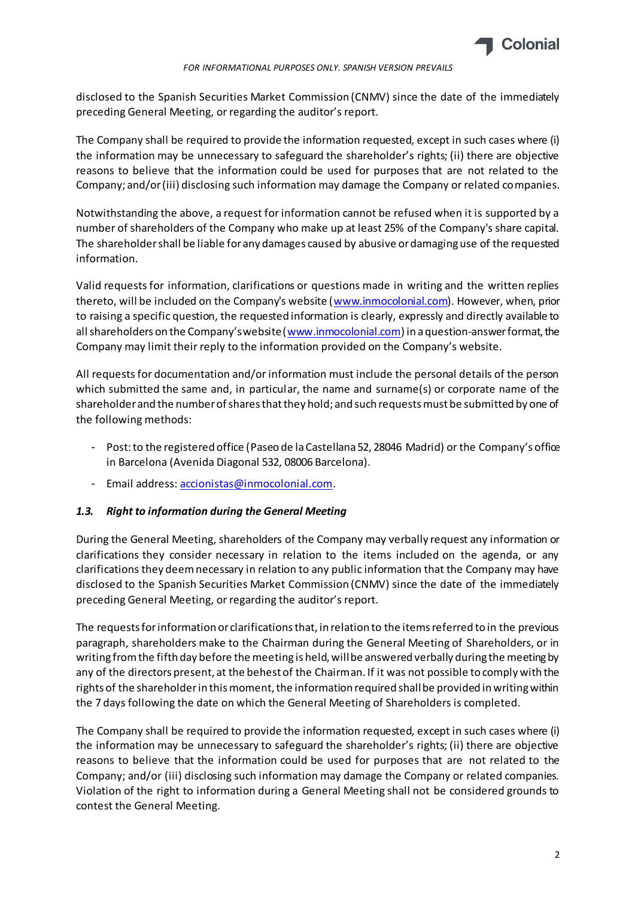disclosed to the Spanish Securities Market Commission (CNMV) since the date of the immediately preceding General Meeting, or regarding the auditor's report.

The Company shall be required to provide the information requested, except in such cases where (i) the information may be unnecessary to safeguard the shareholder's rights; (ii) there are objective reasons to believe that the information could be used for purposes that are not related to the Company; and/or (iii) disclosing such information may damage the Company or related companies.

Notwithstanding the above, a request for information cannot be refused when it is supported by a number of shareholders of the Company who make up at least 25% of the Company's share capital. The shareholder shall be liable for any damages caused by abusive or damaging use of the requested information.

Valid requests for information, clarifications or questions made in writing and the written replies thereto, will be included on the Company's website (www.inmocolonial.com). However, when, prior to raising a specific question, the requested information is clearly, expressly and directly available to all shareholders on the Company's website (www.inmocolonial.com) in a question-answer format, the Company may limit their reply to the information provided on the Company's website.

All requests for documentation and/or information must include the personal details of the person which submitted the same and, in particular, the name and surname(s) or corporate name of the shareholder and the number of shares that they hold; and such requests must be submitted by one of the following methods:

- Post: to the registered office (Paseo de la Castellana 52, 28046 Madrid) or the Company's office in Barcelona (Avenida Diagonal 532, 08006 Barcelona).
- Email address: accionistas@inmocolonial.com.

### *1.3. Right to information during the General Meeting*

During the General Meeting, shareholders of the Company may verbally request any information or clarifications they consider necessary in relation to the items included on the agenda, or any clarifications they deem necessary in relation to any public information that the Company may have disclosed to the Spanish Securities Market Commission (CNMV) since the date of the immediately preceding General Meeting, or regarding the auditor's report.

The requests for information or clarifications that, in relation to the items referred to in the previous paragraph, shareholders make to the Chairman during the General Meeting of Shareholders, or in writing from the fifth day before the meeting is held, will be answered verbally during the meeting by any of the directors present, at the behest of the Chairman. If it was not possible to comply with the rights of the shareholder in this moment, the information required shall be provided in writing within the 7 days following the date on which the General Meeting of Shareholders is completed.

The Company shall be required to provide the information requested, except in such cases where (i) the information may be unnecessary to safeguard the shareholder's rights; (ii) there are objective reasons to believe that the information could be used for purposes that are not related to the Company; and/or (iii) disclosing such information may damage the Company or related companies. Violation of the right to information during a General Meeting shall not be considered grounds to contest the General Meeting.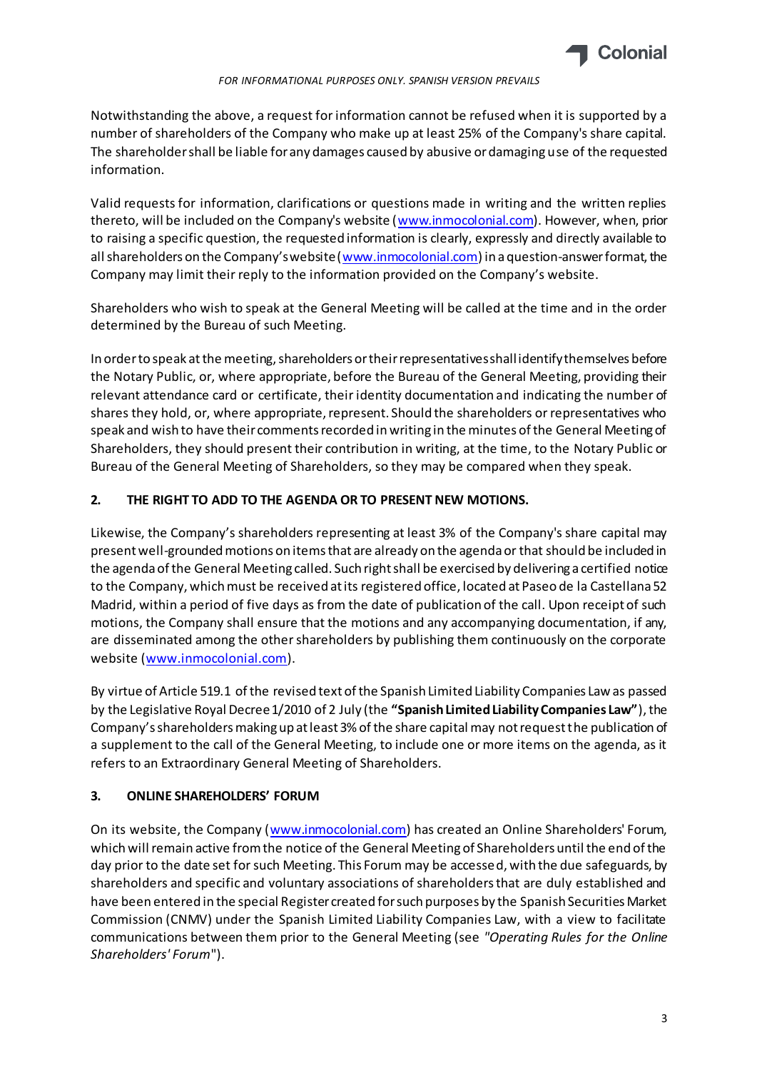*FOR INFORMATIONAL PURPOSES ONLY. SPANISH VERSION PREVAILS*

Notwithstanding the above, a request for information cannot be refused when it is supported by a number of shareholders of the Company who make up at least 25% of the Company's share capital. The shareholder shall be liable for any damages caused by abusive or damaging use of the requested information.

Valid requests for information, clarifications or questions made in writing and the written replies thereto, will be included on the Company's website (www.inmocolonial.com). However, when, prior to raising a specific question, the requested information is clearly, expressly and directly available to all shareholders on the Company's website (www.inmocolonial.com) in a question-answer format, the Company may limit their reply to the information provided on the Company's website.

Shareholders who wish to speak at the General Meeting will be called at the time and in the order determined by the Bureau of such Meeting.

In order to speak at the meeting, shareholders or their representatives shall identify themselves before the Notary Public, or, where appropriate, before the Bureau of the General Meeting, providing their relevant attendance card or certificate, their identity documentation and indicating the number of shares they hold, or, where appropriate, represent. Should the shareholders or representatives who speak and wish to have their comments recorded in writing in the minutes of the General Meeting of Shareholders, they should present their contribution in writing, at the time, to the Notary Public or Bureau of the General Meeting of Shareholders, so they may be compared when they speak.

## 2. THE RIGHT TO ADD TO THE AGENDA OR TO PRESENT NEW MOTIONS.

Likewise, the Company's shareholders representing at least 3% of the Company's share capital may present well-grounded motions on items that are already on the agenda or that should be included in the agenda of the General Meeting called. Such right shall be exercised by delivering a certified notice to the Company, which must be received at its registered office, located at Paseo de la Castellana 52 Madrid, within a period of five days as from the date of publication of the call. Upon receipt of such motions, the Company shall ensure that the motions and any accompanying documentation, if any, are disseminated among the other shareholders by publishing them continuously on the corporate website (www.inmocolonial.com).

By virtue of Article 519.1 of the revised text of the Spanish Limited Liability Companies Law as passed by the Legislative Royal Decree 1/2010 of 2 July (the **"Spanish Limited Liability Companies Law"**), the Company's shareholders making up at least 3% of the share capital may not request the publication of a supplement to the call of the General Meeting, to include one or more items on the agenda, as it refers to an Extraordinary General Meeting of Shareholders.

## 3. ONLINE SHAREHOLDERS' FORUM

On its website, the Company (www.inmocolonial.com) has created an Online Shareholders' Forum, which will remain active from the notice of the General Meeting of Shareholders until the end of the day prior to the date set for such Meeting. This Forum may be accessed, with the due safeguards, by shareholders and specific and voluntary associations of shareholders that are duly established and have been entered in the special Register created for such purposes by the Spanish Securities Market Commission (CNMV) under the Spanish Limited Liability Companies Law, with a view to facilitate communications between them prior to the General Meeting (see *"Operating Rules for the Online Shareholders' Forum*").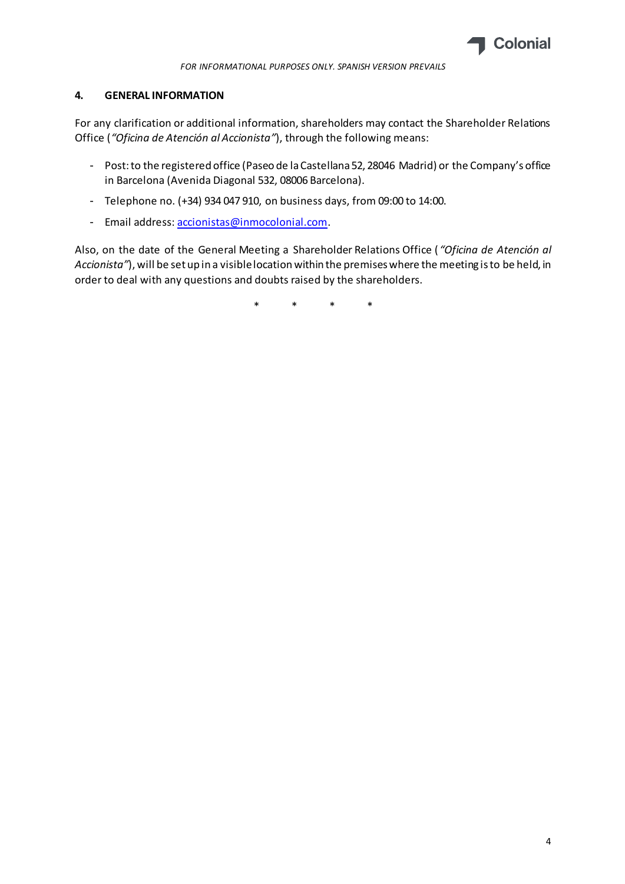## 4. GENERAL INFORMATION

For any clarification or additional information, shareholders may contact the Shareholder Relations Office (*"Oficina de Atención al Accionista"*), through the following means:

- Post: to the registered office (Paseo de la Castellana 52, 28046 Madrid) or the Company's office in Barcelona (Avenida Diagonal 532, 08006 Barcelona).
- Telephone no. (+34) 934 047 910, on business days, from 09:00 to 14:00.
- Email address: accionistas@inmocolonial.com.

Also, on the date of the General Meeting a Shareholder Relations Office (*"Oficina de Atención al Accionista"*), will be set up in a visible location within the premises where the meeting is to be held, in order to deal with any questions and doubts raised by the shareholders.

\* \* \* \*